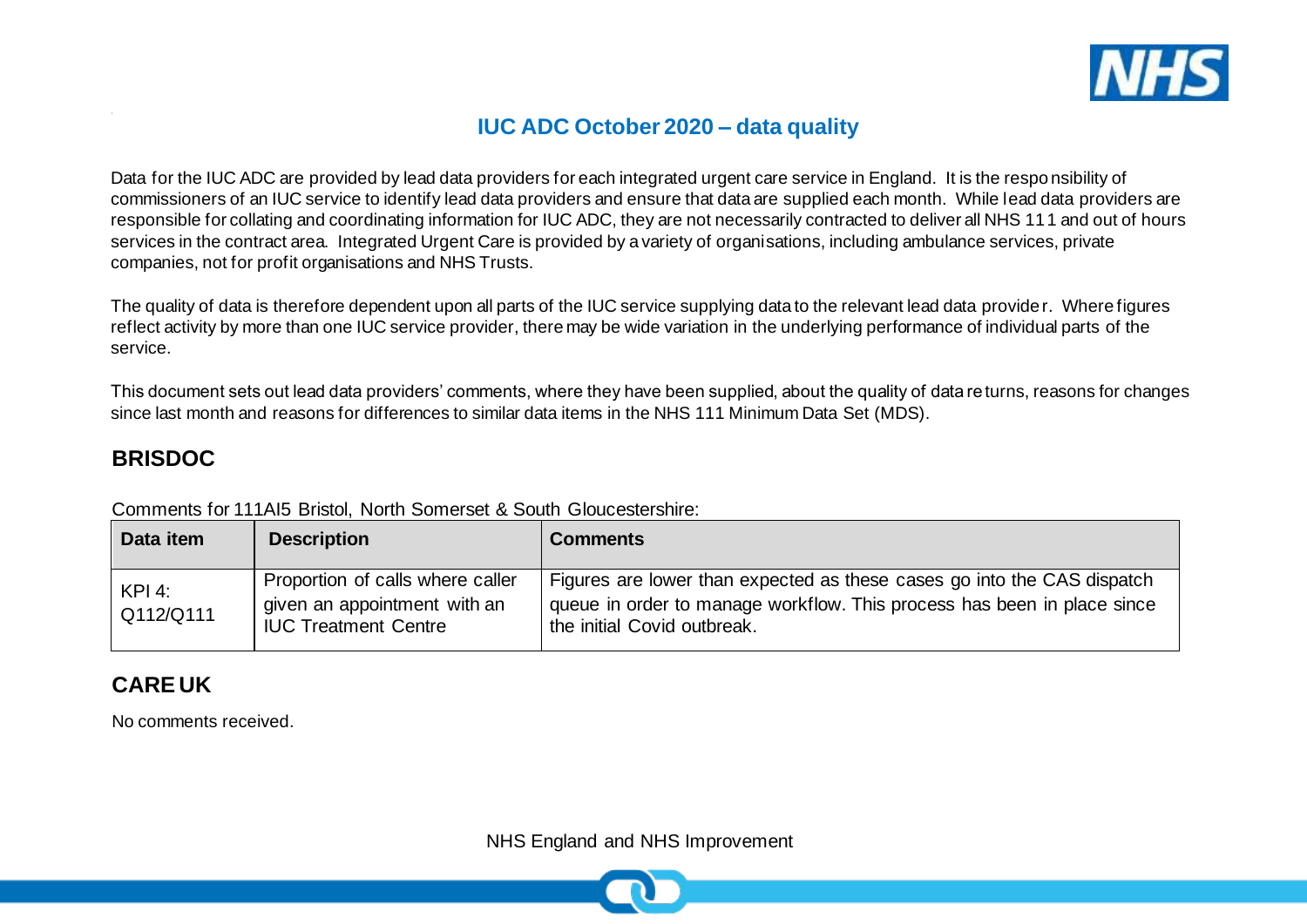# IUC ADC October 2020 – data quality

Data for the IUC ADC are provided by lead data providers for each integrated urgent care service in England. It is the responsibility of commissioners of an IUC service to identify lead data providers and ensure that data are supplied each month. While lead data providers are responsible for collating and coordinating information for IUC ADC, they are not necessarily contracted to deliver all NHS 111 and out of hours services in the contract area. Integrated Urgent Care is provided by a variety of organisations, including ambulance services, private companies, not for profit organisations and NHS Trusts.

The quality of data is therefore dependent upon all parts of the IUC service supplying data to the relevant lead data provider. Where figures reflect activity by more than one IUC service provider, there may be wide variation in the underlying performance of individual parts of the service.

This document sets out lead data providers' comments, where they have been supplied, about the quality of data returns, reasons for changes since last month and reasons for differences to similar data items in the NHS 111 Minimum Data Set (MDS).

## BRISDOC

Comments for 111AI5 Bristol, North Somerset & South Gloucestershire:

| Data item | Description | Comments |
| --- | --- | --- |
| KPI 4: Q112/Q111 | Proportion of calls where caller given an appointment with an IUC Treatment Centre | Figures are lower than expected as these cases go into the CAS dispatch queue in order to manage workflow. This process has been in place since the initial Covid outbreak. |

## CARE UK

No comments received.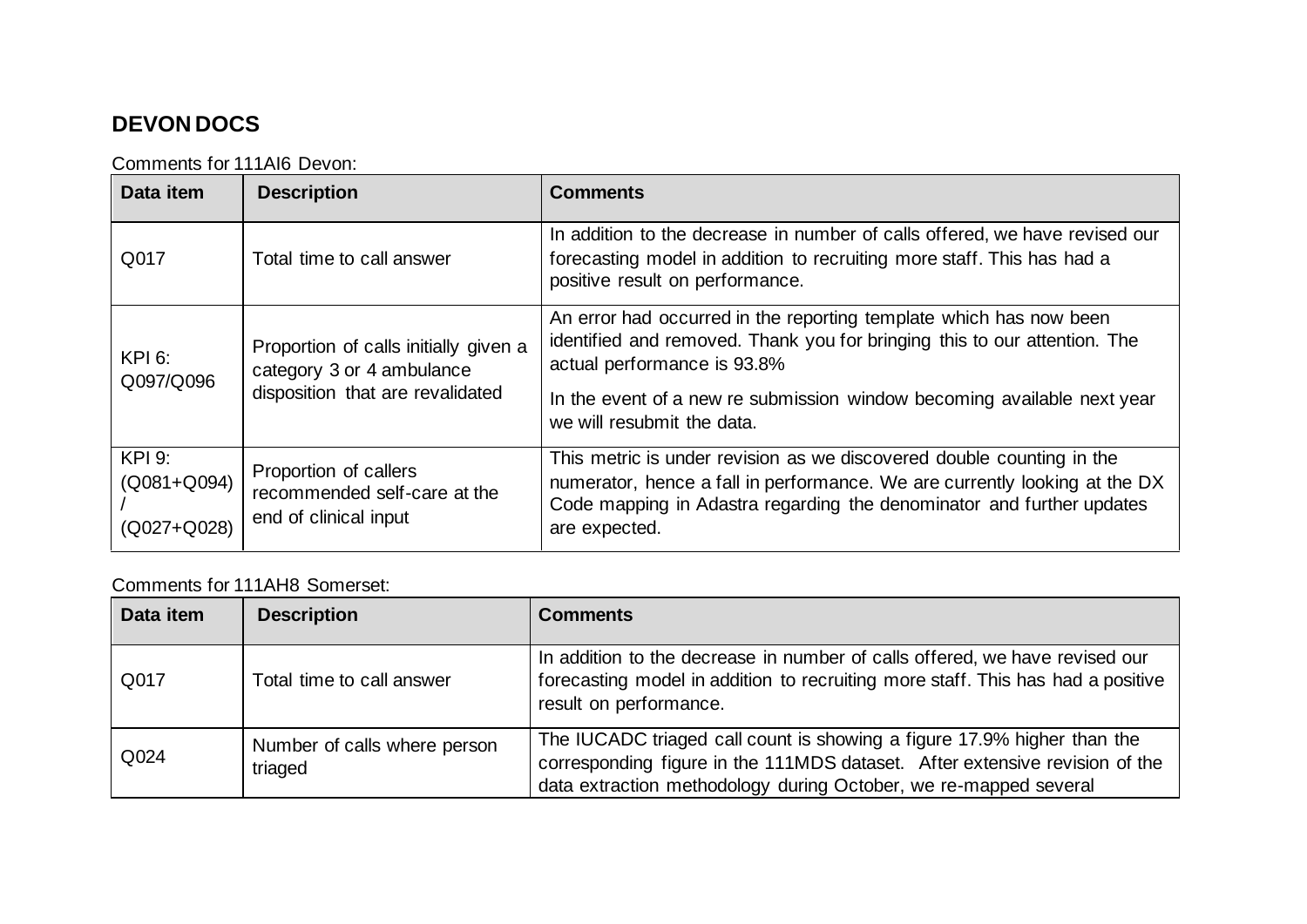## DEVON DOCS

Comments for 111AI6 Devon:

| Data item | Description | Comments |
|---|---|---|
| Q017 | Total time to call answer | In addition to the decrease in number of calls offered, we have revised our forecasting model in addition to recruiting more staff. This has had a positive result on performance. |
| KPI 6: Q097/Q096 | Proportion of calls initially given a category 3 or 4 ambulance disposition that are revalidated | An error had occurred in the reporting template which has now been identified and removed. Thank you for bringing this to our attention. The actual performance is 93.8% <br><br> In the event of a new re submission window becoming available next year we will resubmit the data. |
| KPI 9: (Q081+Q094) / (Q027+Q028) | Proportion of callers recommended self-care at the end of clinical input | This metric is under revision as we discovered double counting in the numerator, hence a fall in performance. We are currently looking at the DX Code mapping in Adastra regarding the denominator and further updates are expected. |

Comments for 111AH8 Somerset:

| Data item | Description | Comments |
|---|---|---|
| Q017 | Total time to call answer | In addition to the decrease in number of calls offered, we have revised our forecasting model in addition to recruiting more staff. This has had a positive result on performance. |
| Q024 | Number of calls where person triaged | The IUCADC triaged call count is showing a figure 17.9% higher than the corresponding figure in the 111MDS dataset. After extensive revision of the data extraction methodology during October, we re-mapped several |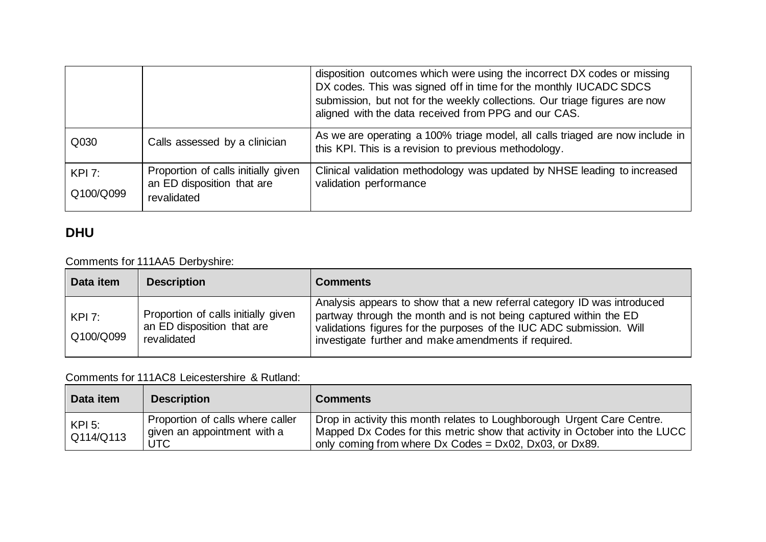| | | |
|---|---|---|
| | | disposition outcomes which were using the incorrect DX codes or missing DX codes. This was signed off in time for the monthly IUCADC SDCS submission, but not for the weekly collections. Our triage figures are now aligned with the data received from PPG and our CAS. |
| Q030 | Calls assessed by a clinician | As we are operating a 100% triage model, all calls triaged are now include in this KPI. This is a revision to previous methodology. |
| KPI 7: Q100/Q099 | Proportion of calls initially given an ED disposition that are revalidated | Clinical validation methodology was updated by NHSE leading to increased validation performance |

## DHU

Comments for 111AA5 Derbyshire:

| Data item | Description | Comments |
|---|---|---|
| KPI 7: Q100/Q099 | Proportion of calls initially given an ED disposition that are revalidated | Analysis appears to show that a new referral category ID was introduced partway through the month and is not being captured within the ED validations figures for the purposes of the IUC ADC submission. Will investigate further and make amendments if required. |

Comments for 111AC8 Leicestershire & Rutland:

| Data item | Description | Comments |
|---|---|---|
| KPI 5: Q114/Q113 | Proportion of calls where caller given an appointment with a UTC | Drop in activity this month relates to Loughborough Urgent Care Centre. Mapped Dx Codes for this metric show that activity in October into the LUCC only coming from where Dx Codes = Dx02, Dx03, or Dx89. |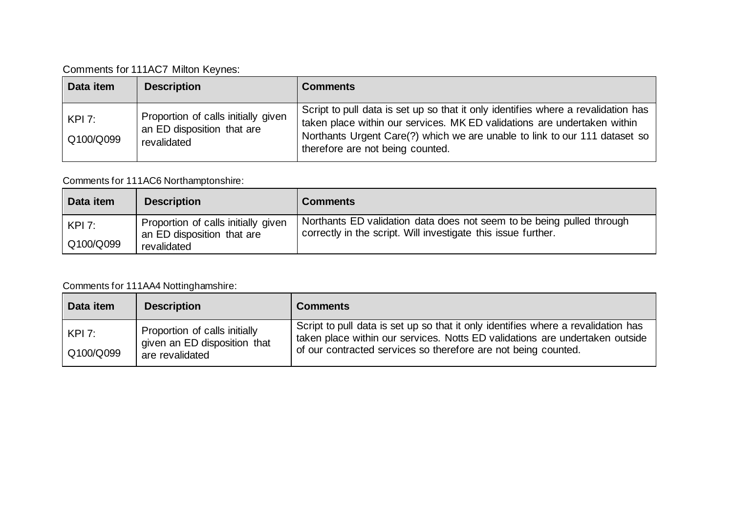Comments for 111AC7 Milton Keynes:

| Data item | Description | Comments |
|---|---|---|
| KPI 7: Q100/Q099 | Proportion of calls initially given an ED disposition that are revalidated | Script to pull data is set up so that it only identifies where a revalidation has taken place within our services. MK ED validations are undertaken within Northants Urgent Care(?) which we are unable to link to our 111 dataset so therefore are not being counted. |

Comments for 111AC6 Northamptonshire:

| Data item | Description | Comments |
|---|---|---|
| KPI 7: Q100/Q099 | Proportion of calls initially given an ED disposition that are revalidated | Northants ED validation data does not seem to be being pulled through correctly in the script. Will investigate this issue further. |

Comments for 111AA4 Nottinghamshire:

| Data item | Description | Comments |
|---|---|---|
| KPI 7: Q100/Q099 | Proportion of calls initially given an ED disposition that are revalidated | Script to pull data is set up so that it only identifies where a revalidation has taken place within our services. Notts ED validations are undertaken outside of our contracted services so therefore are not being counted. |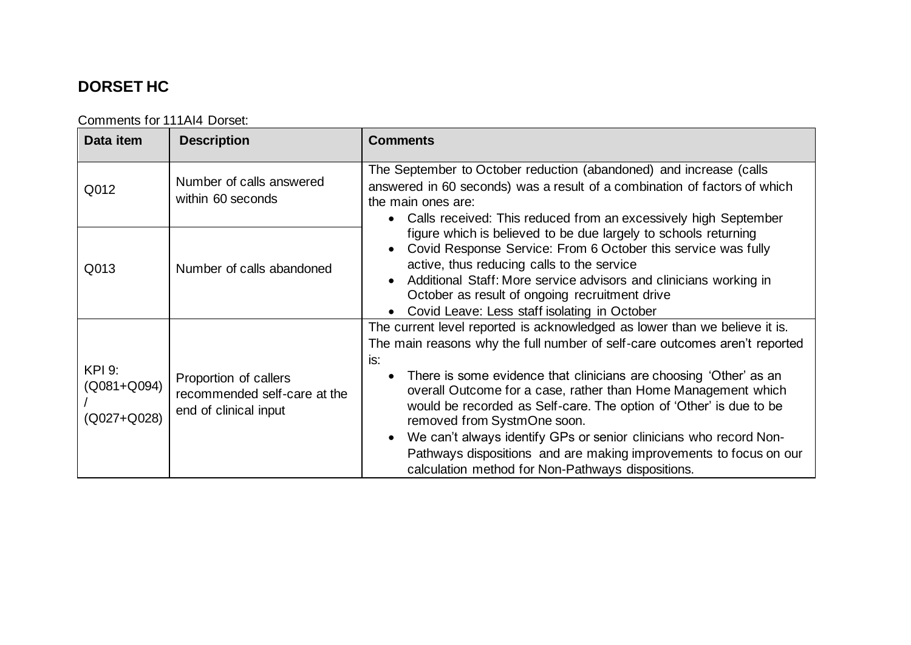## DORSET HC

Comments for 111AI4 Dorset:

| Data item | Description | Comments |
|---|---|---|
| Q012 | Number of calls answered within 60 seconds | The September to October reduction (abandoned) and increase (calls answered in 60 seconds) was a result of a combination of factors of which the main ones are:<br>• Calls received: This reduced from an excessively high September figure which is believed to be due largely to schools returning<br>• Covid Response Service: From 6 October this service was fully active, thus reducing calls to the service<br>• Additional Staff: More service advisors and clinicians working in October as result of ongoing recruitment drive<br>• Covid Leave: Less staff isolating in October |
| Q013 | Number of calls abandoned | |
| KPI 9: (Q081+Q094) / (Q027+Q028) | Proportion of callers recommended self-care at the end of clinical input | The current level reported is acknowledged as lower than we believe it is. The main reasons why the full number of self-care outcomes aren't reported is:<br>• There is some evidence that clinicians are choosing 'Other' as an overall Outcome for a case, rather than Home Management which would be recorded as Self-care. The option of 'Other' is due to be removed from SystmOne soon.<br>• We can't always identify GPs or senior clinicians who record Non-Pathways dispositions and are making improvements to focus on our calculation method for Non-Pathways dispositions. |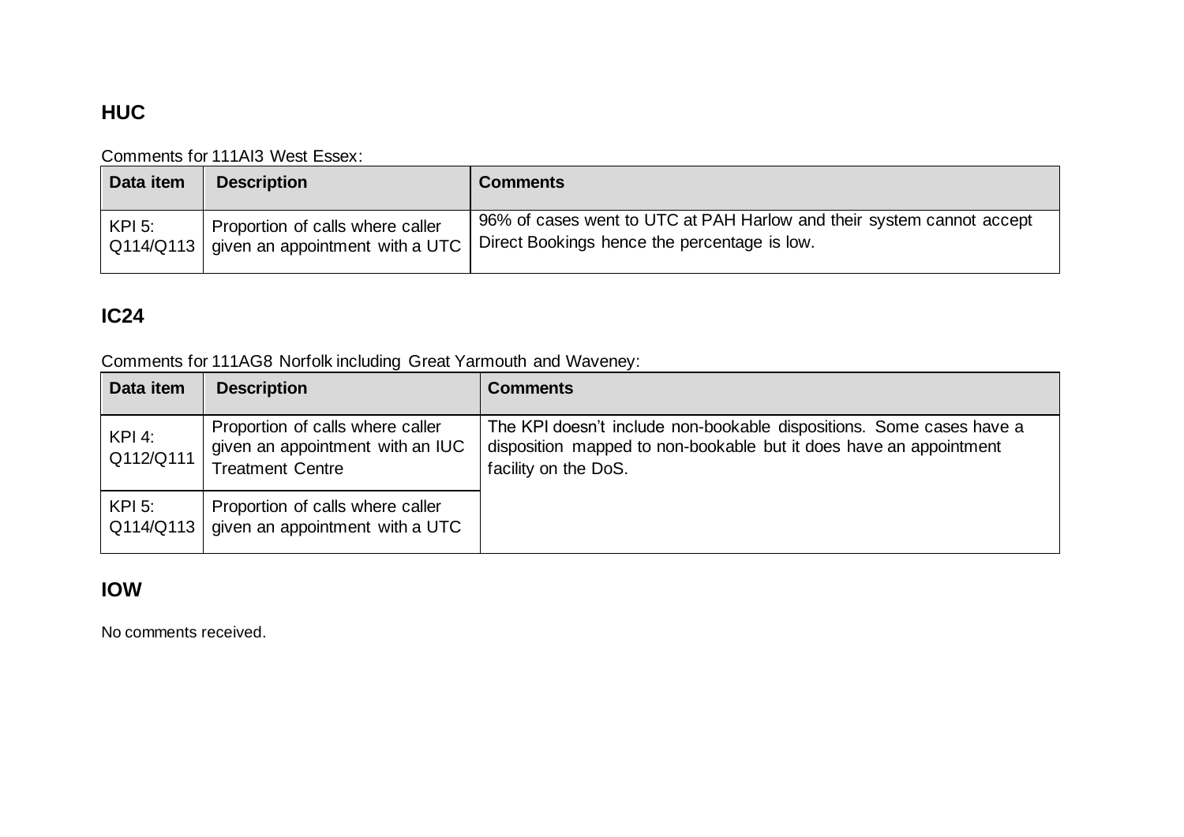## HUC

Comments for 111AI3 West Essex:

| Data item | Description | Comments |
|---|---|---|
| KPI 5: Q114/Q113 | Proportion of calls where caller given an appointment with a UTC | 96% of cases went to UTC at PAH Harlow and their system cannot accept Direct Bookings hence the percentage is low. |

## IC24

Comments for 111AG8 Norfolk including Great Yarmouth and Waveney:

| Data item | Description | Comments |
|---|---|---|
| KPI 4: Q112/Q111 | Proportion of calls where caller given an appointment with an IUC Treatment Centre | The KPI doesn't include non-bookable dispositions. Some cases have a disposition mapped to non-bookable but it does have an appointment facility on the DoS. |
| KPI 5: Q114/Q113 | Proportion of calls where caller given an appointment with a UTC | |

## IOW

No comments received.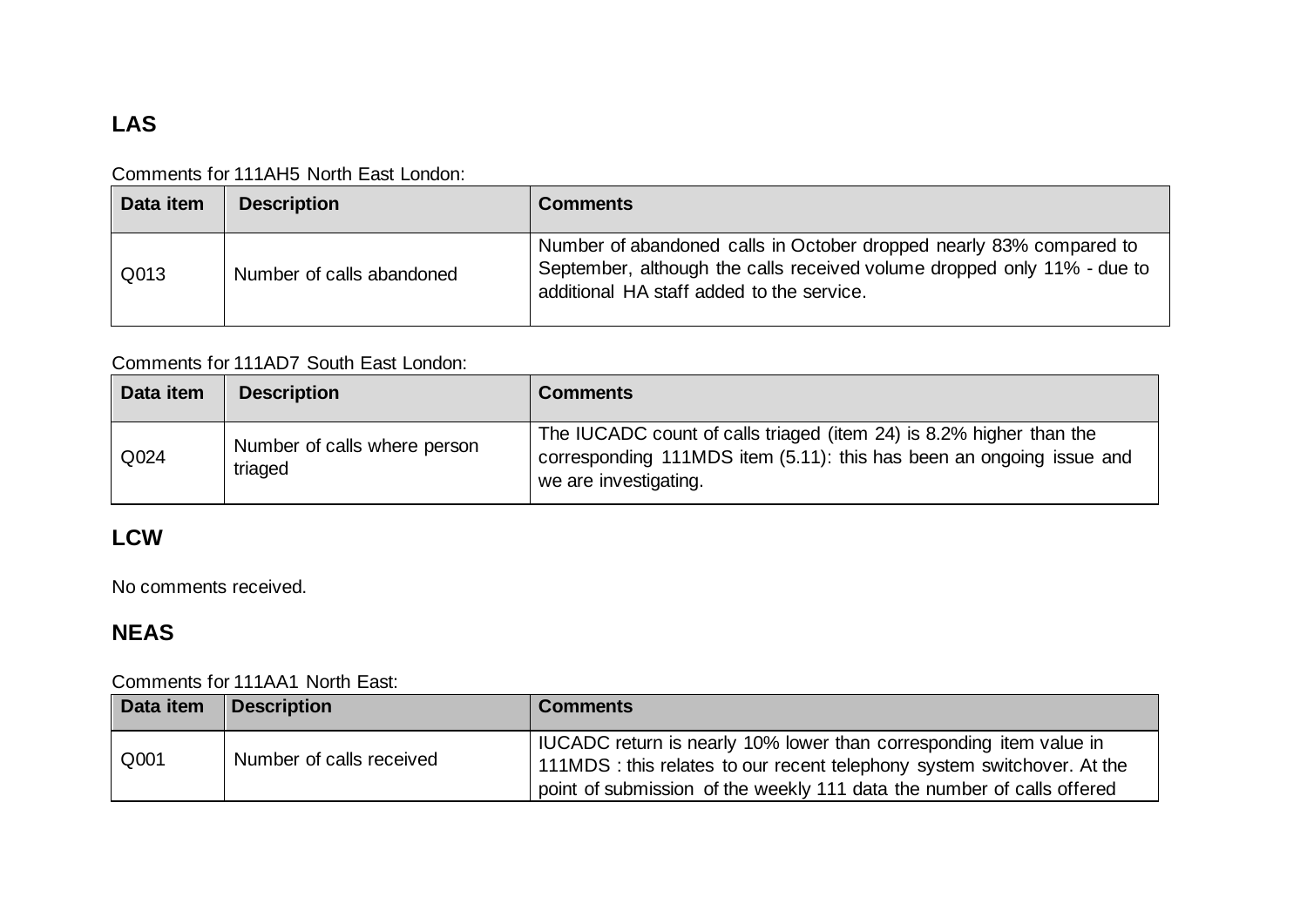## LAS

Comments for 111AH5 North East London:

| Data item | Description | Comments |
|---|---|---|
| Q013 | Number of calls abandoned | Number of abandoned calls in October dropped nearly 83% compared to September, although the calls received volume dropped only 11% - due to additional HA staff added to the service. |

Comments for 111AD7 South East London:

| Data item | Description | Comments |
|---|---|---|
| Q024 | Number of calls where person triaged | The IUCADC count of calls triaged (item 24) is 8.2% higher than the corresponding 111MDS item (5.11): this has been an ongoing issue and we are investigating. |

## LCW

No comments received.

## NEAS

Comments for 111AA1 North East:

| Data item | Description | Comments |
|---|---|---|
| Q001 | Number of calls received | IUCADC return is nearly 10% lower than corresponding item value in 111MDS : this relates to our recent telephony system switchover. At the point of submission of the weekly 111 data the number of calls offered |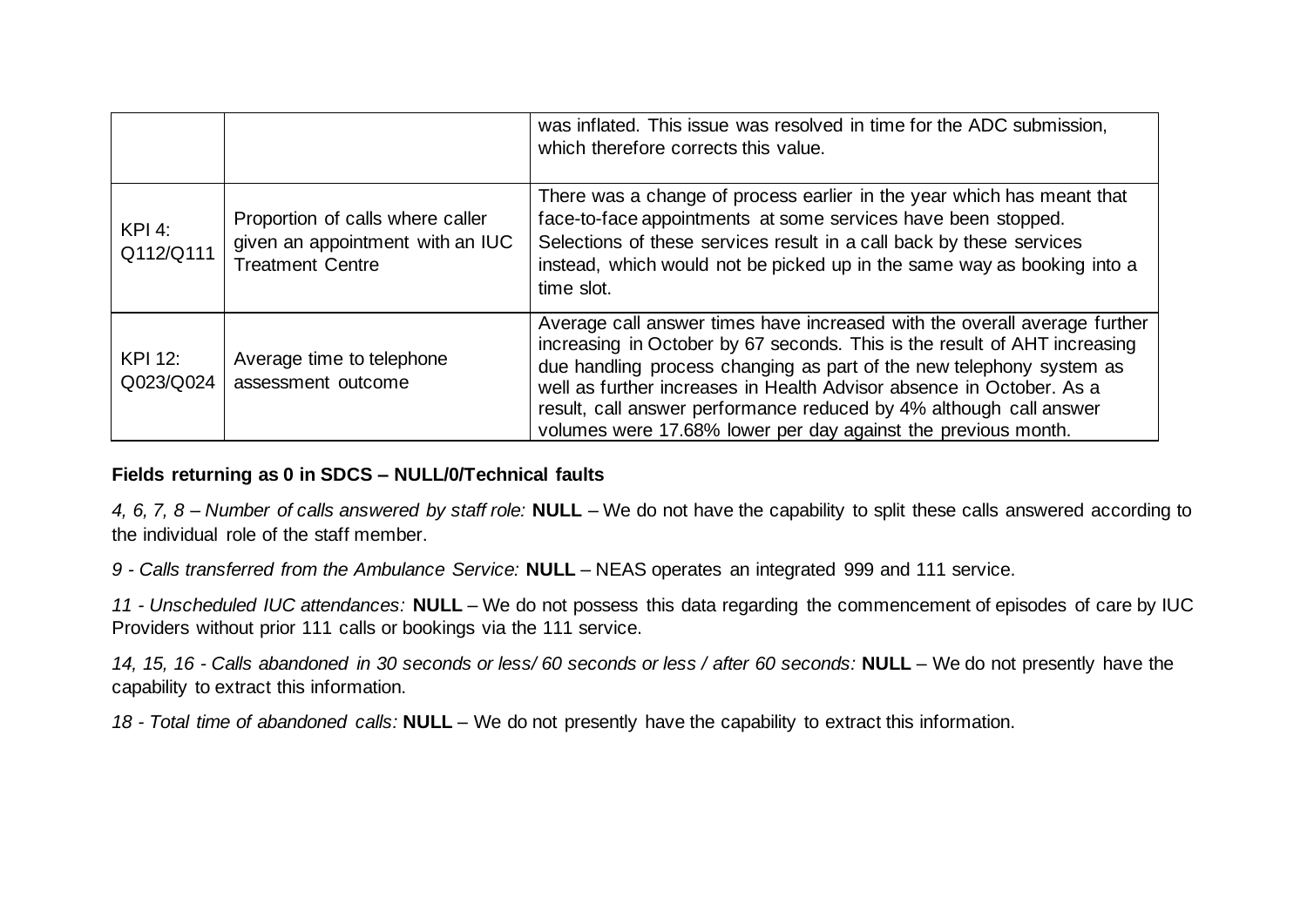| | | |
|---|---|---|
| | | was inflated. This issue was resolved in time for the ADC submission, which therefore corrects this value. |
| KPI 4: Q112/Q111 | Proportion of calls where caller given an appointment with an IUC Treatment Centre | There was a change of process earlier in the year which has meant that face-to-face appointments at some services have been stopped. Selections of these services result in a call back by these services instead, which would not be picked up in the same way as booking into a time slot. |
| KPI 12: Q023/Q024 | Average time to telephone assessment outcome | Average call answer times have increased with the overall average further increasing in October by 67 seconds. This is the result of AHT increasing due handling process changing as part of the new telephony system as well as further increases in Health Advisor absence in October. As a result, call answer performance reduced by 4% although call answer volumes were 17.68% lower per day against the previous month. |

**Fields returning as 0 in SDCS – NULL/0/Technical faults**

*4, 6, 7, 8 – Number of calls answered by staff role:* **NULL** – We do not have the capability to split these calls answered according to the individual role of the staff member.

*9 - Calls transferred from the Ambulance Service:* **NULL** – NEAS operates an integrated 999 and 111 service.

*11 - Unscheduled IUC attendances:* **NULL** – We do not possess this data regarding the commencement of episodes of care by IUC Providers without prior 111 calls or bookings via the 111 service.

*14, 15, 16 - Calls abandoned in 30 seconds or less/ 60 seconds or less / after 60 seconds:* **NULL** – We do not presently have the capability to extract this information.

*18 - Total time of abandoned calls:* **NULL** – We do not presently have the capability to extract this information.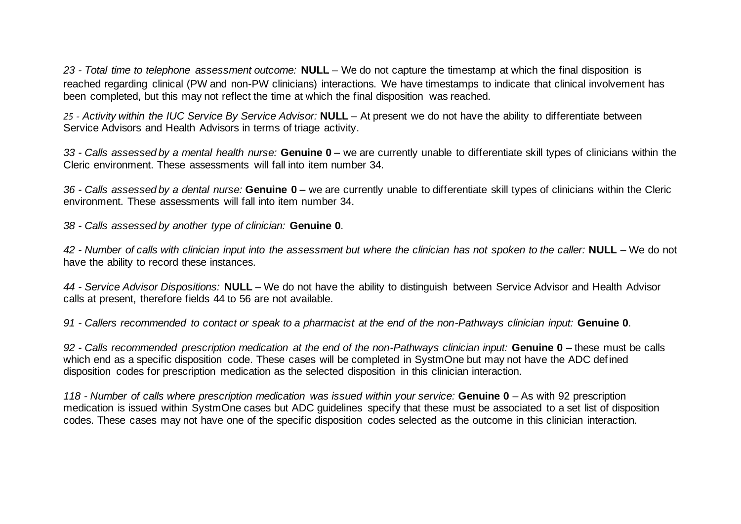*23 - Total time to telephone assessment outcome:* **NULL** – We do not capture the timestamp at which the final disposition is reached regarding clinical (PW and non-PW clinicians) interactions. We have timestamps to indicate that clinical involvement has been completed, but this may not reflect the time at which the final disposition was reached.

*25 - Activity within the IUC Service By Service Advisor:* **NULL** – At present we do not have the ability to differentiate between Service Advisors and Health Advisors in terms of triage activity.

*33 - Calls assessed by a mental health nurse:* **Genuine 0** – we are currently unable to differentiate skill types of clinicians within the Cleric environment. These assessments will fall into item number 34.

*36 - Calls assessed by a dental nurse:* **Genuine 0** – we are currently unable to differentiate skill types of clinicians within the Cleric environment. These assessments will fall into item number 34.

*38 - Calls assessed by another type of clinician:* **Genuine 0**.

*42 - Number of calls with clinician input into the assessment but where the clinician has not spoken to the caller:* **NULL** – We do not have the ability to record these instances.

*44 - Service Advisor Dispositions:* **NULL** – We do not have the ability to distinguish between Service Advisor and Health Advisor calls at present, therefore fields 44 to 56 are not available.

*91 - Callers recommended to contact or speak to a pharmacist at the end of the non-Pathways clinician input:* **Genuine 0**.

*92 - Calls recommended prescription medication at the end of the non-Pathways clinician input:* **Genuine 0** – these must be calls which end as a specific disposition code. These cases will be completed in SystmOne but may not have the ADC defined disposition codes for prescription medication as the selected disposition in this clinician interaction.

*118 - Number of calls where prescription medication was issued within your service:* **Genuine 0** – As with 92 prescription medication is issued within SystmOne cases but ADC guidelines specify that these must be associated to a set list of disposition codes. These cases may not have one of the specific disposition codes selected as the outcome in this clinician interaction.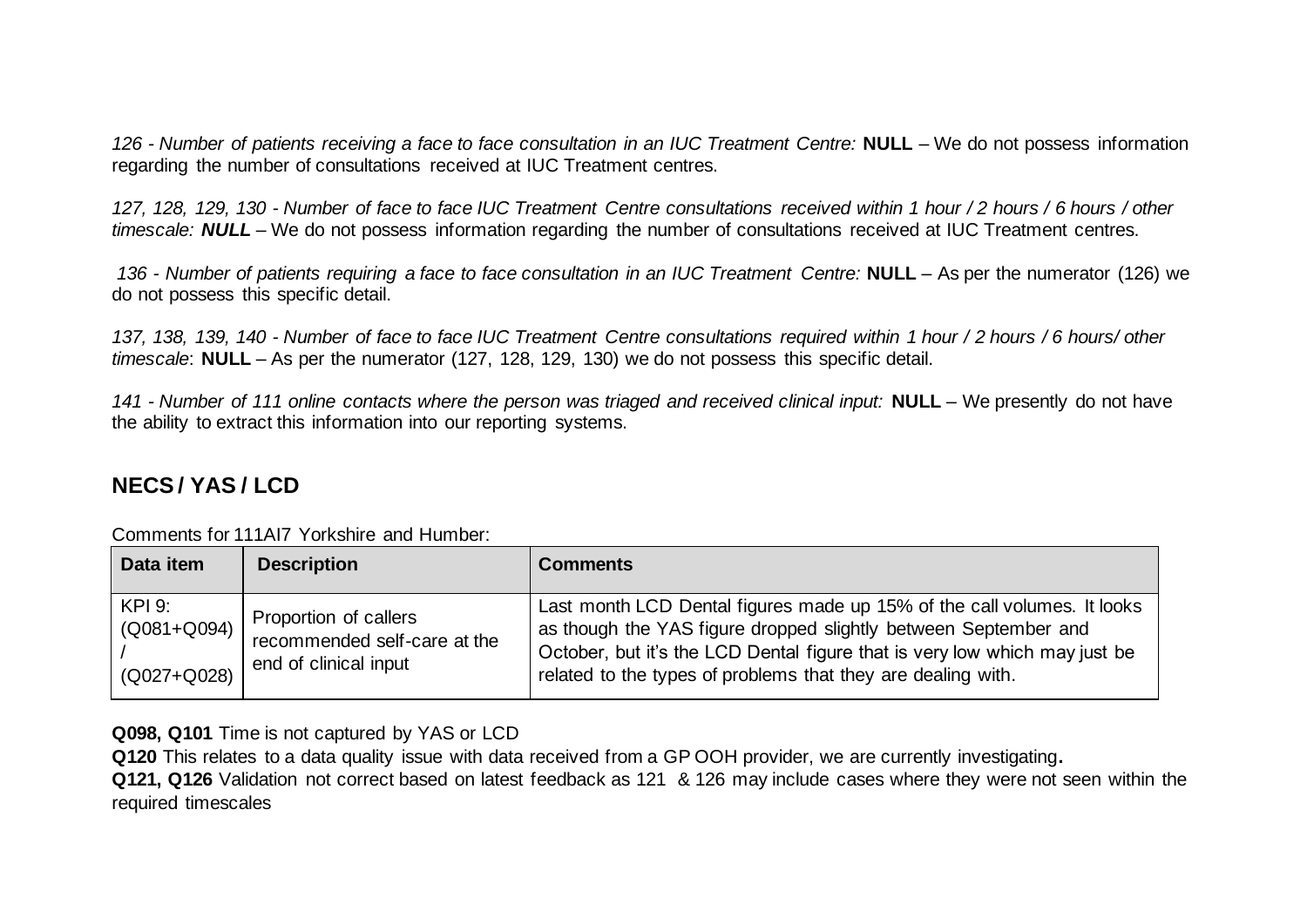*126 - Number of patients receiving a face to face consultation in an IUC Treatment Centre:* **NULL** – We do not possess information regarding the number of consultations received at IUC Treatment centres.

*127, 128, 129, 130 - Number of face to face IUC Treatment Centre consultations received within 1 hour / 2 hours / 6 hours / other timescale:* ***NULL*** – We do not possess information regarding the number of consultations received at IUC Treatment centres.

*136 - Number of patients requiring a face to face consultation in an IUC Treatment Centre:* **NULL** – As per the numerator (126) we do not possess this specific detail.

*137, 138, 139, 140 - Number of face to face IUC Treatment Centre consultations required within 1 hour / 2 hours / 6 hours/ other timescale*: **NULL** – As per the numerator (127, 128, 129, 130) we do not possess this specific detail.

*141 - Number of 111 online contacts where the person was triaged and received clinical input:* **NULL** – We presently do not have the ability to extract this information into our reporting systems.

## NECS / YAS / LCD

Comments for 111AI7 Yorkshire and Humber:

| Data item | Description | Comments |
|---|---|---|
| KPI 9: (Q081+Q094) / (Q027+Q028) | Proportion of callers recommended self-care at the end of clinical input | Last month LCD Dental figures made up 15% of the call volumes. It looks as though the YAS figure dropped slightly between September and October, but it's the LCD Dental figure that is very low which may just be related to the types of problems that they are dealing with. |

**Q098, Q101** Time is not captured by YAS or LCD

**Q120** This relates to a data quality issue with data received from a GP OOH provider, we are currently investigating**.**

**Q121, Q126** Validation not correct based on latest feedback as 121 & 126 may include cases where they were not seen within the required timescales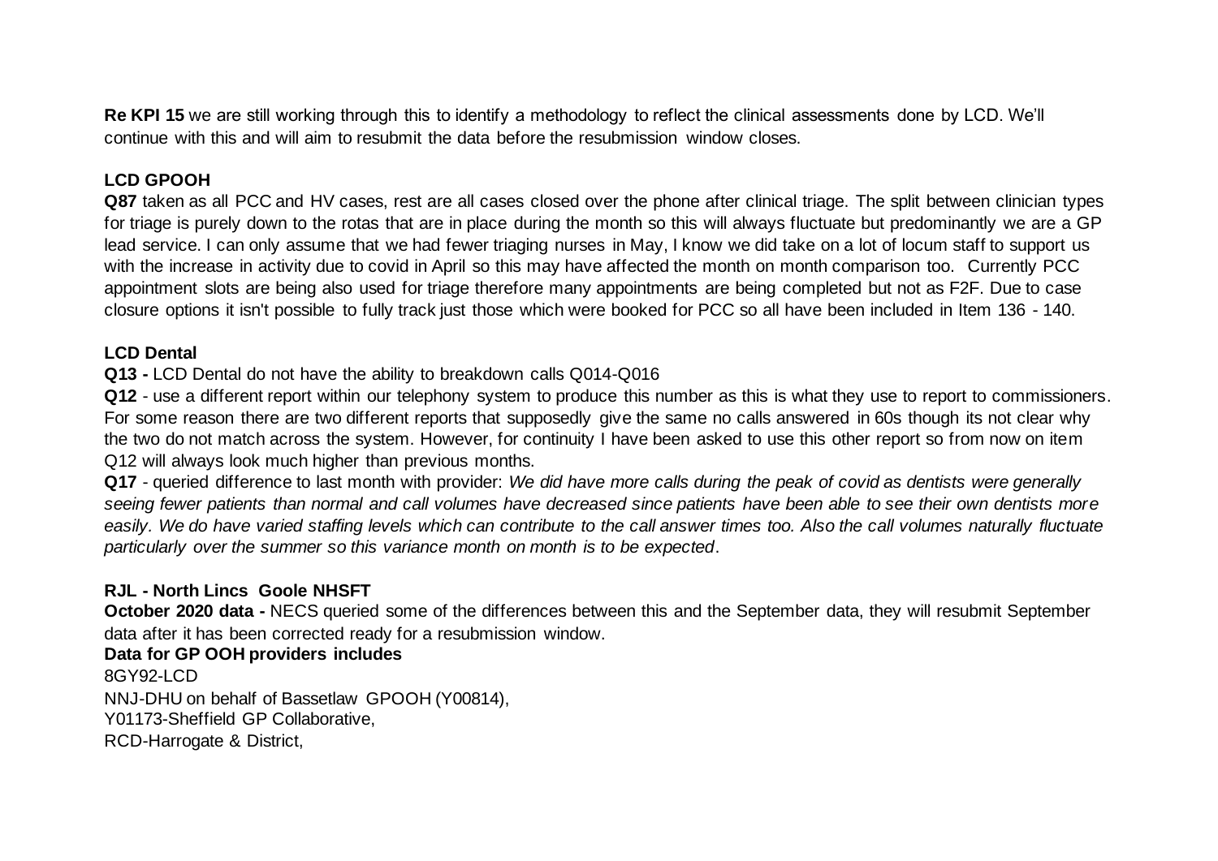**Re KPI 15** we are still working through this to identify a methodology to reflect the clinical assessments done by LCD. We'll continue with this and will aim to resubmit the data before the resubmission window closes.

**LCD GPOOH**

**Q87** taken as all PCC and HV cases, rest are all cases closed over the phone after clinical triage. The split between clinician types for triage is purely down to the rotas that are in place during the month so this will always fluctuate but predominantly we are a GP lead service. I can only assume that we had fewer triaging nurses in May, I know we did take on a lot of locum staff to support us with the increase in activity due to covid in April so this may have affected the month on month comparison too. Currently PCC appointment slots are being also used for triage therefore many appointments are being completed but not as F2F. Due to case closure options it isn't possible to fully track just those which were booked for PCC so all have been included in Item 136 - 140.

**LCD Dental**

**Q13 -** LCD Dental do not have the ability to breakdown calls Q014-Q016

**Q12** - use a different report within our telephony system to produce this number as this is what they use to report to commissioners. For some reason there are two different reports that supposedly give the same no calls answered in 60s though its not clear why the two do not match across the system. However, for continuity I have been asked to use this other report so from now on item Q12 will always look much higher than previous months.

**Q17** - queried difference to last month with provider: *We did have more calls during the peak of covid as dentists were generally seeing fewer patients than normal and call volumes have decreased since patients have been able to see their own dentists more easily. We do have varied staffing levels which can contribute to the call answer times too. Also the call volumes naturally fluctuate particularly over the summer so this variance month on month is to be expected*.

**RJL - North Lincs Goole NHSFT**

**October 2020 data -** NECS queried some of the differences between this and the September data, they will resubmit September data after it has been corrected ready for a resubmission window.

**Data for GP OOH providers includes**

8GY92-LCD

NNJ-DHU on behalf of Bassetlaw GPOOH (Y00814),

Y01173-Sheffield GP Collaborative,

RCD-Harrogate & District,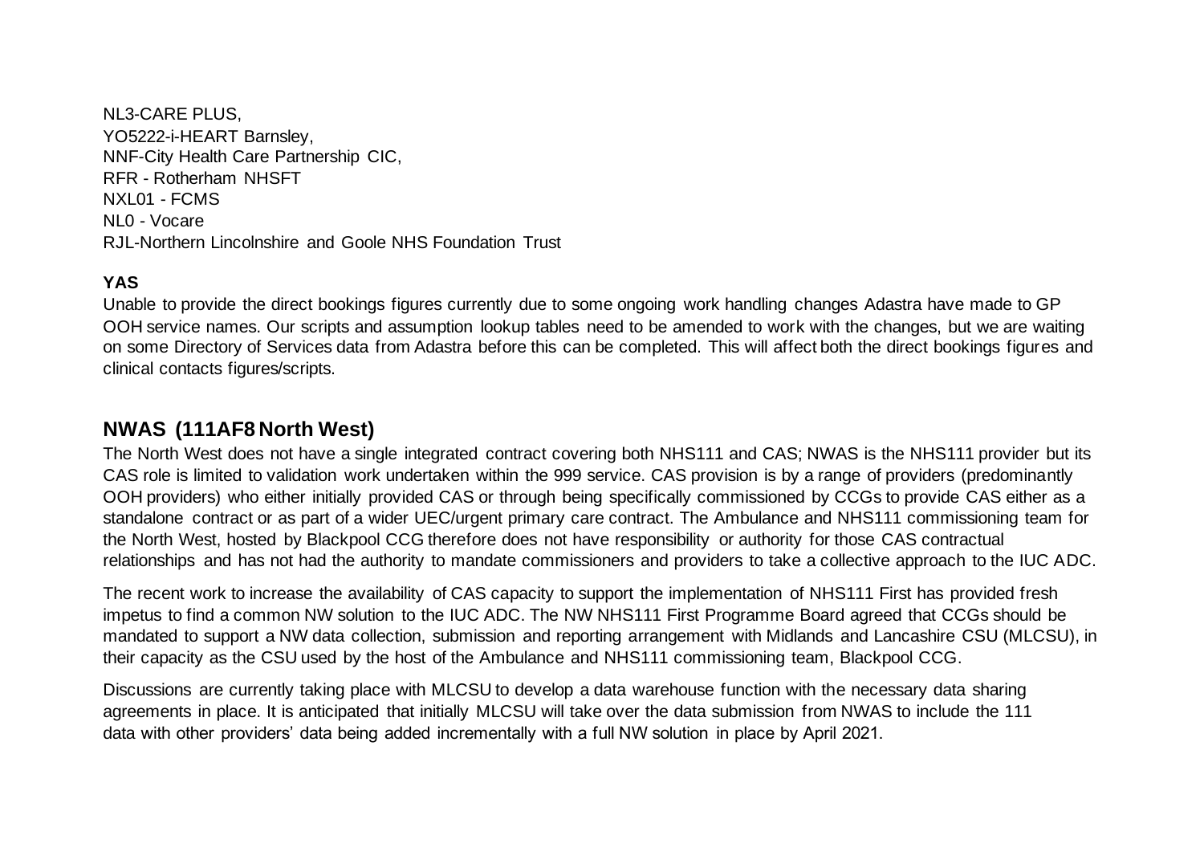NL3-CARE PLUS,
YO5222-i-HEART Barnsley,
NNF-City Health Care Partnership CIC,
RFR - Rotherham NHSFT
NXL01 - FCMS
NL0 - Vocare
RJL-Northern Lincolnshire and Goole NHS Foundation Trust

**YAS**

Unable to provide the direct bookings figures currently due to some ongoing work handling changes Adastra have made to GP OOH service names. Our scripts and assumption lookup tables need to be amended to work with the changes, but we are waiting on some Directory of Services data from Adastra before this can be completed. This will affect both the direct bookings figures and clinical contacts figures/scripts.

## NWAS (111AF8 North West)

The North West does not have a single integrated contract covering both NHS111 and CAS; NWAS is the NHS111 provider but its CAS role is limited to validation work undertaken within the 999 service. CAS provision is by a range of providers (predominantly OOH providers) who either initially provided CAS or through being specifically commissioned by CCGs to provide CAS either as a standalone contract or as part of a wider UEC/urgent primary care contract. The Ambulance and NHS111 commissioning team for the North West, hosted by Blackpool CCG therefore does not have responsibility or authority for those CAS contractual relationships and has not had the authority to mandate commissioners and providers to take a collective approach to the IUC ADC.

The recent work to increase the availability of CAS capacity to support the implementation of NHS111 First has provided fresh impetus to find a common NW solution to the IUC ADC. The NW NHS111 First Programme Board agreed that CCGs should be mandated to support a NW data collection, submission and reporting arrangement with Midlands and Lancashire CSU (MLCSU), in their capacity as the CSU used by the host of the Ambulance and NHS111 commissioning team, Blackpool CCG.

Discussions are currently taking place with MLCSU to develop a data warehouse function with the necessary data sharing agreements in place. It is anticipated that initially MLCSU will take over the data submission from NWAS to include the 111 data with other providers' data being added incrementally with a full NW solution in place by April 2021.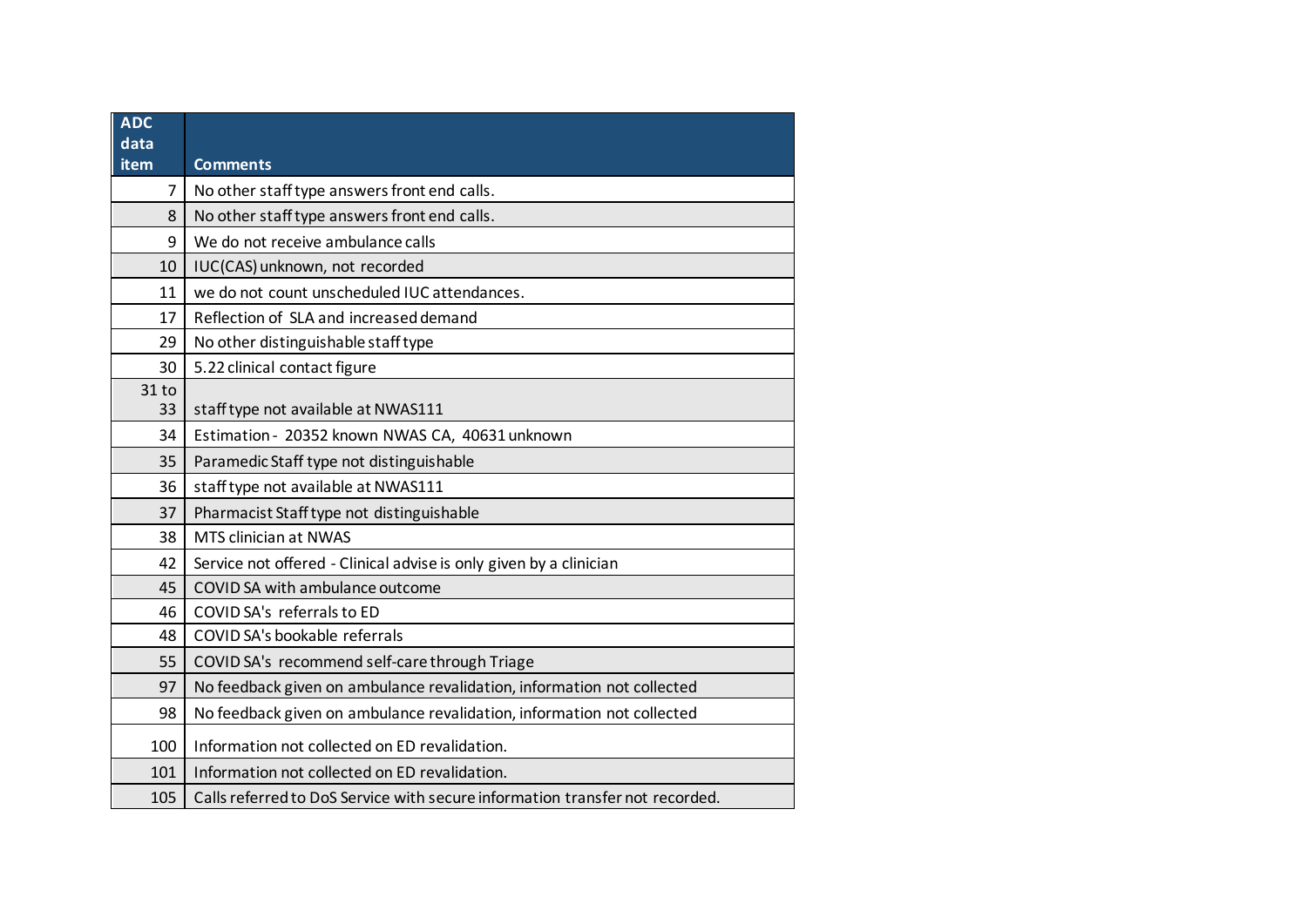| ADC data item | Comments |
|---|---|
| 7 | No other staff type answers front end calls. |
| 8 | No other staff type answers front end calls. |
| 9 | We do not receive ambulance calls |
| 10 | IUC(CAS) unknown, not recorded |
| 11 | we do not count unscheduled IUC attendances. |
| 17 | Reflection of SLA and increased demand |
| 29 | No other distinguishable staff type |
| 30 | 5.22 clinical contact figure |
| 31 to 33 | staff type not available at NWAS111 |
| 34 | Estimation - 20352 known NWAS CA, 40631 unknown |
| 35 | Paramedic Staff type not distinguishable |
| 36 | staff type not available at NWAS111 |
| 37 | Pharmacist Staff type not distinguishable |
| 38 | MTS clinician at NWAS |
| 42 | Service not offered - Clinical advise is only given by a clinician |
| 45 | COVID SA with ambulance outcome |
| 46 | COVID SA's referrals to ED |
| 48 | COVID SA's bookable referrals |
| 55 | COVID SA's recommend self-care through Triage |
| 97 | No feedback given on ambulance revalidation, information not collected |
| 98 | No feedback given on ambulance revalidation, information not collected |
| 100 | Information not collected on ED revalidation. |
| 101 | Information not collected on ED revalidation. |
| 105 | Calls referred to DoS Service with secure information transfer not recorded. |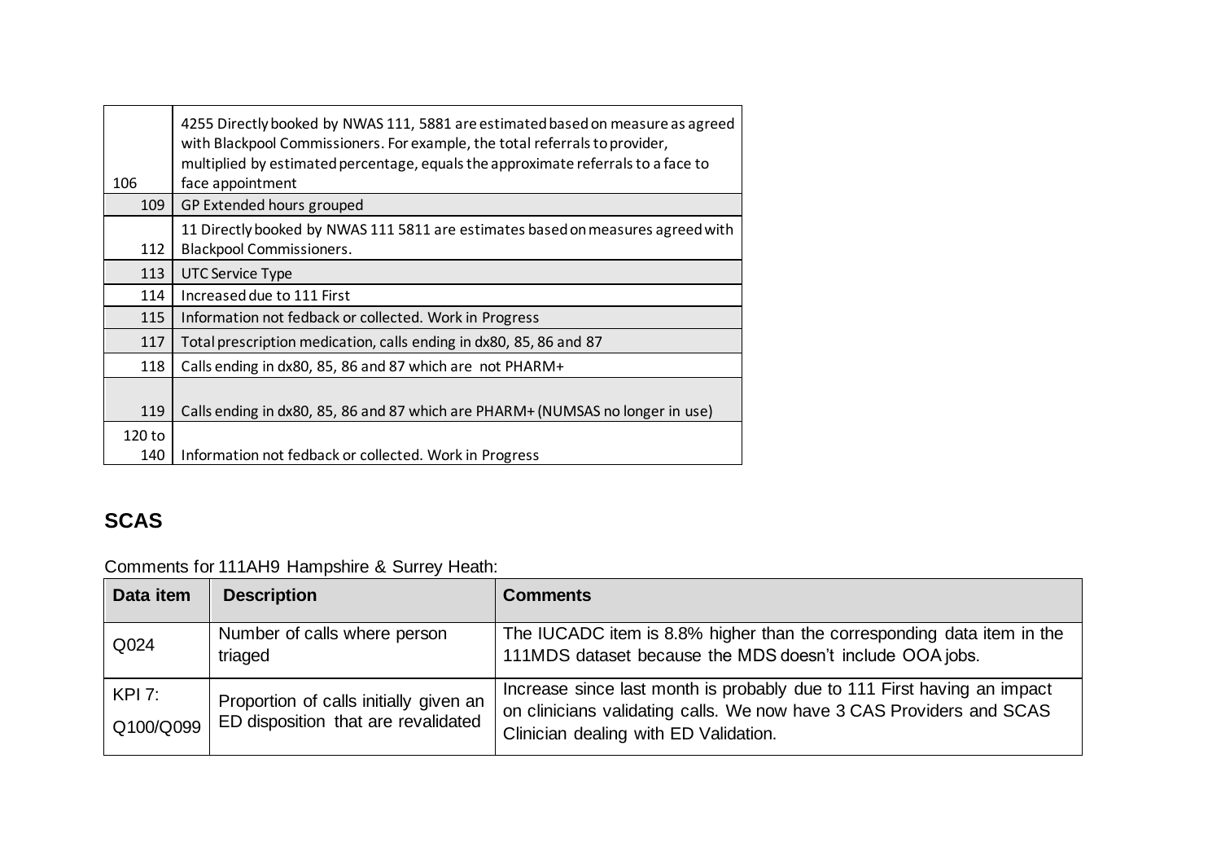| | |
|---|---|
| 106 | 4255 Directly booked by NWAS 111, 5881 are estimated based on measure as agreed with Blackpool Commissioners. For example, the total referrals to provider, multiplied by estimated percentage, equals the approximate referrals to a face to face appointment |
| 109 | GP Extended hours grouped |
| 112 | 11 Directly booked by NWAS 111 5811 are estimates based on measures agreed with Blackpool Commissioners. |
| 113 | UTC Service Type |
| 114 | Increased due to 111 First |
| 115 | Information not fedback or collected. Work in Progress |
| 117 | Total prescription medication, calls ending in dx80, 85, 86 and 87 |
| 118 | Calls ending in dx80, 85, 86 and 87 which are not PHARM+ |
| 119 | Calls ending in dx80, 85, 86 and 87 which are PHARM+ (NUMSAS no longer in use) |
| 120 to 140 | Information not fedback or collected. Work in Progress |

## SCAS

Comments for 111AH9 Hampshire & Surrey Heath:

| Data item | Description | Comments |
|---|---|---|
| Q024 | Number of calls where person triaged | The IUCADC item is 8.8% higher than the corresponding data item in the 111MDS dataset because the MDS doesn't include OOA jobs. |
| KPI 7: Q100/Q099 | Proportion of calls initially given an ED disposition that are revalidated | Increase since last month is probably due to 111 First having an impact on clinicians validating calls. We now have 3 CAS Providers and SCAS Clinician dealing with ED Validation. |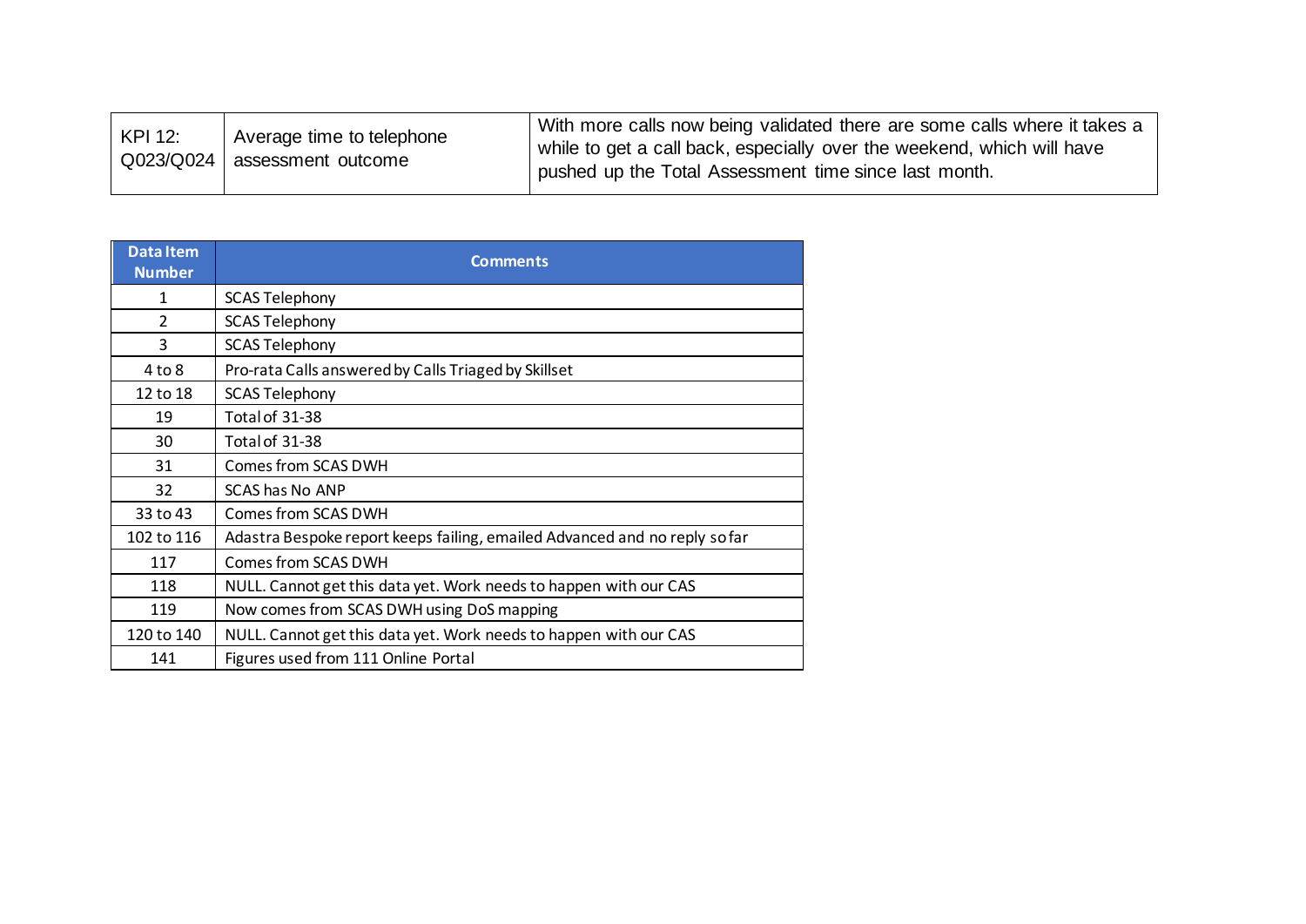| | | |
|---|---|---|
| KPI 12: Q023/Q024 | Average time to telephone assessment outcome | With more calls now being validated there are some calls where it takes a while to get a call back, especially over the weekend, which will have pushed up the Total Assessment time since last month. |

| Data Item Number | Comments |
|---|---|
| 1 | SCAS Telephony |
| 2 | SCAS Telephony |
| 3 | SCAS Telephony |
| 4 to 8 | Pro-rata Calls answered by Calls Triaged by Skillset |
| 12 to 18 | SCAS Telephony |
| 19 | Total of 31-38 |
| 30 | Total of 31-38 |
| 31 | Comes from SCAS DWH |
| 32 | SCAS has No ANP |
| 33 to 43 | Comes from SCAS DWH |
| 102 to 116 | Adastra Bespoke report keeps failing, emailed Advanced and no reply so far |
| 117 | Comes from SCAS DWH |
| 118 | NULL. Cannot get this data yet. Work needs to happen with our CAS |
| 119 | Now comes from SCAS DWH using DoS mapping |
| 120 to 140 | NULL. Cannot get this data yet. Work needs to happen with our CAS |
| 141 | Figures used from 111 Online Portal |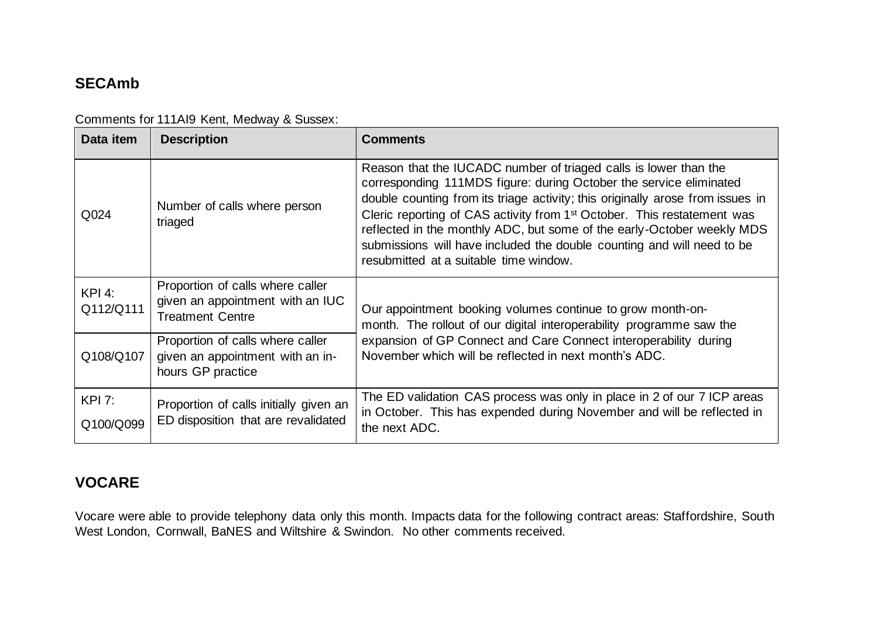## SECAmb

Comments for 111AI9 Kent, Medway & Sussex:

| Data item | Description | Comments |
|---|---|---|
| Q024 | Number of calls where person triaged | Reason that the IUCADC number of triaged calls is lower than the corresponding 111MDS figure: during October the service eliminated double counting from its triage activity; this originally arose from issues in Cleric reporting of CAS activity from 1st October. This restatement was reflected in the monthly ADC, but some of the early-October weekly MDS submissions will have included the double counting and will need to be resubmitted at a suitable time window. |
| KPI 4: Q112/Q111 | Proportion of calls where caller given an appointment with an IUC Treatment Centre | Our appointment booking volumes continue to grow month-on-month. The rollout of our digital interoperability programme saw the expansion of GP Connect and Care Connect interoperability during November which will be reflected in next month's ADC. |
| Q108/Q107 | Proportion of calls where caller given an appointment with an in-hours GP practice | |
| KPI 7: Q100/Q099 | Proportion of calls initially given an ED disposition that are revalidated | The ED validation CAS process was only in place in 2 of our 7 ICP areas in October. This has expended during November and will be reflected in the next ADC. |

## VOCARE

Vocare were able to provide telephony data only this month. Impacts data for the following contract areas: Staffordshire, South West London, Cornwall, BaNES and Wiltshire & Swindon. No other comments received.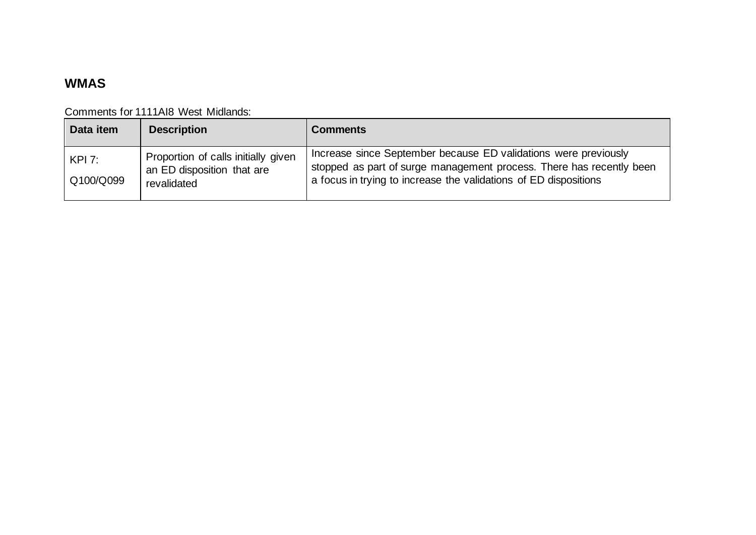**WMAS**

Comments for 1111AI8 West Midlands:

| Data item | Description | Comments |
|---|---|---|
| KPI 7: Q100/Q099 | Proportion of calls initially given an ED disposition that are revalidated | Increase since September because ED validations were previously stopped as part of surge management process. There has recently been a focus in trying to increase the validations of ED dispositions |